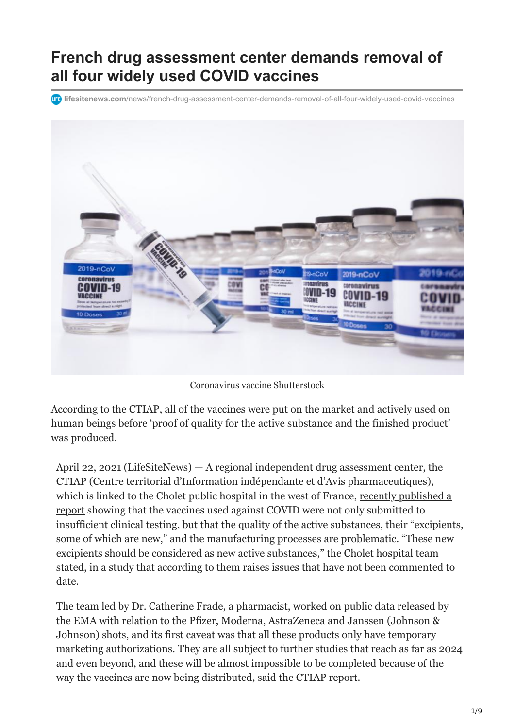# French drug assessment center demands removal of all four widely used COVID vaccines

lifesitenews.com/news/french-drug-assessment-center-demands-removal-of-all-four-widely-used-covid-vaccines

Coronavirus vaccine Shutterstock

According to the CTIAP, all of the vaccines were put on the market and actively used on human beings before 'proof of quality for the active substance and the finished product' was produced.

April 22, 2021 (LifeSiteNews) — A regional independent drug assessment center, the CTIAP (Centre territorial d'Information indépendante et d'Avis pharmaceutiques), which is linked to the Cholet public hospital in the west of France, recently published a report showing that the vaccines used against COVID were not only submitted to insufficient clinical testing, but that the quality of the active substances, their "excipients, some of which are new," and the manufacturing processes are problematic. "These new excipients should be considered as new active substances," the Cholet hospital team stated, in a study that according to them raises issues that have not been commented to date.

The team led by Dr. Catherine Frade, a pharmacist, worked on public data released by the EMA with relation to the Pfizer, Moderna, AstraZeneca and Janssen (Johnson & Johnson) shots, and its first caveat was that all these products only have temporary marketing authorizations. They are all subject to further studies that reach as far as 2024 and even beyond, and these will be almost impossible to be completed because of the way the vaccines are now being distributed, said the CTIAP report.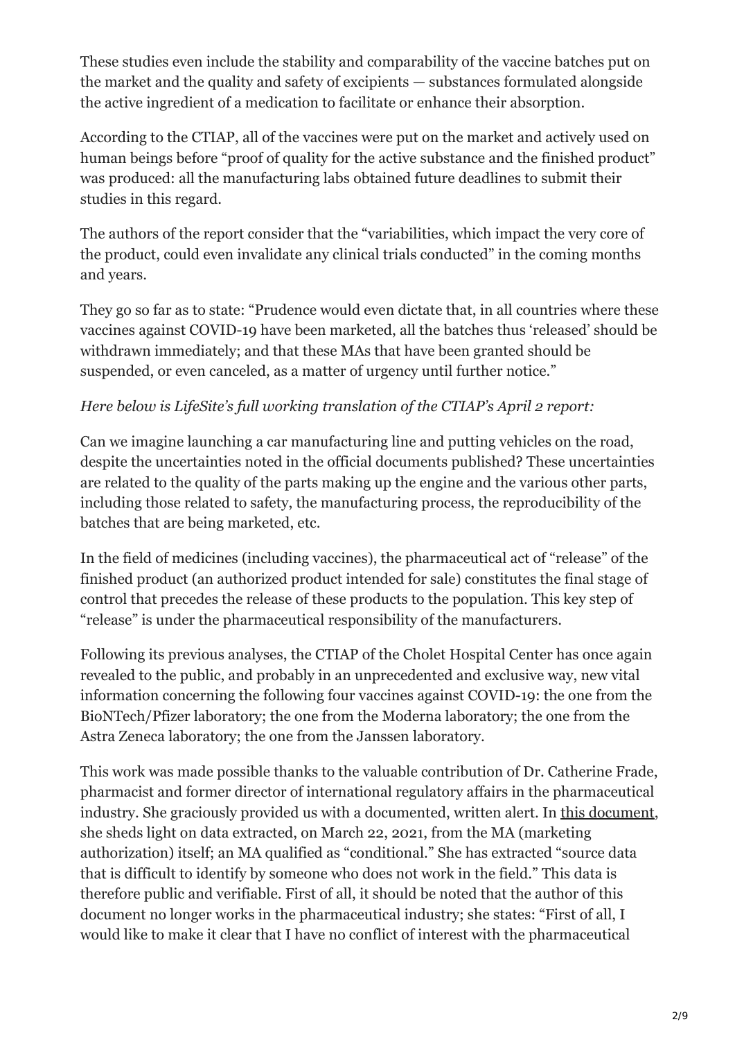These studies even include the stability and comparability of the vaccine batches put on the market and the quality and safety of excipients — substances formulated alongside the active ingredient of a medication to facilitate or enhance their absorption.

According to the CTIAP, all of the vaccines were put on the market and actively used on human beings before "proof of quality for the active substance and the finished product" was produced: all the manufacturing labs obtained future deadlines to submit their studies in this regard.

The authors of the report consider that the "variabilities, which impact the very core of the product, could even invalidate any clinical trials conducted" in the coming months and years.

They go so far as to state: "Prudence would even dictate that, in all countries where these vaccines against COVID-19 have been marketed, all the batches thus 'released' should be withdrawn immediately; and that these MAs that have been granted should be suspended, or even canceled, as a matter of urgency until further notice."

*Here below is LifeSite's full working translation of the CTIAP's April 2 report:*

Can we imagine launching a car manufacturing line and putting vehicles on the road, despite the uncertainties noted in the official documents published? These uncertainties are related to the quality of the parts making up the engine and the various other parts, including those related to safety, the manufacturing process, the reproducibility of the batches that are being marketed, etc.

In the field of medicines (including vaccines), the pharmaceutical act of "release" of the finished product (an authorized product intended for sale) constitutes the final stage of control that precedes the release of these products to the population. This key step of "release" is under the pharmaceutical responsibility of the manufacturers.

Following its previous analyses, the CTIAP of the Cholet Hospital Center has once again revealed to the public, and probably in an unprecedented and exclusive way, new vital information concerning the following four vaccines against COVID-19: the one from the BioNTech/Pfizer laboratory; the one from the Moderna laboratory; the one from the Astra Zeneca laboratory; the one from the Janssen laboratory.

This work was made possible thanks to the valuable contribution of Dr. Catherine Frade, pharmacist and former director of international regulatory affairs in the pharmaceutical industry. She graciously provided us with a documented, written alert. In this document, she sheds light on data extracted, on March 22, 2021, from the MA (marketing authorization) itself; an MA qualified as "conditional." She has extracted "source data that is difficult to identify by someone who does not work in the field." This data is therefore public and verifiable. First of all, it should be noted that the author of this document no longer works in the pharmaceutical industry; she states: "First of all, I would like to make it clear that I have no conflict of interest with the pharmaceutical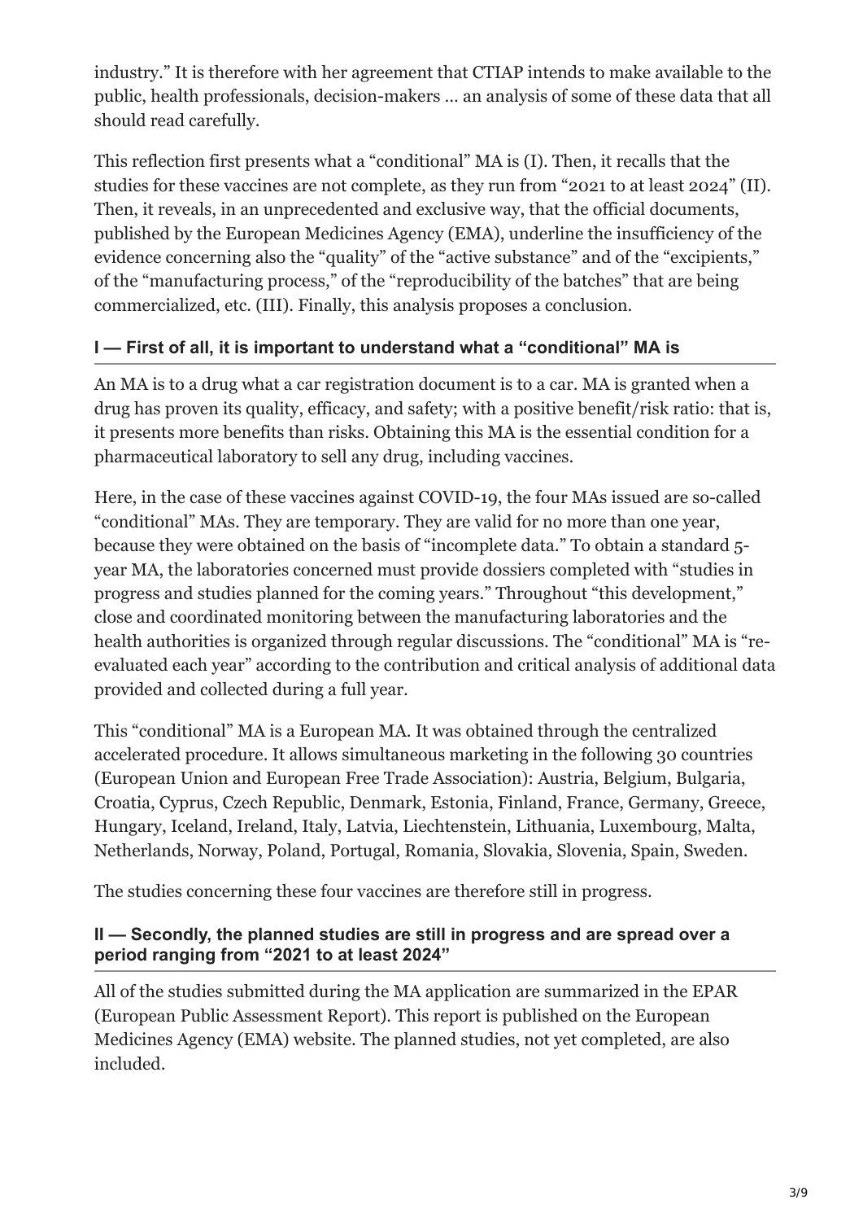industry." It is therefore with her agreement that CTIAP intends to make available to the public, health professionals, decision-makers … an analysis of some of these data that all should read carefully.

This reflection first presents what a "conditional" MA is (I). Then, it recalls that the studies for these vaccines are not complete, as they run from "2021 to at least 2024" (II). Then, it reveals, in an unprecedented and exclusive way, that the official documents, published by the European Medicines Agency (EMA), underline the insufficiency of the evidence concerning also the "quality" of the "active substance" and of the "excipients," of the "manufacturing process," of the "reproducibility of the batches" that are being commercialized, etc. (III). Finally, this analysis proposes a conclusion.

### I — First of all, it is important to understand what a "conditional" MA is

An MA is to a drug what a car registration document is to a car. MA is granted when a drug has proven its quality, efficacy, and safety; with a positive benefit/risk ratio: that is, it presents more benefits than risks. Obtaining this MA is the essential condition for a pharmaceutical laboratory to sell any drug, including vaccines.

Here, in the case of these vaccines against COVID-19, the four MAs issued are so-called "conditional" MAs. They are temporary. They are valid for no more than one year, because they were obtained on the basis of "incomplete data." To obtain a standard 5-year MA, the laboratories concerned must provide dossiers completed with "studies in progress and studies planned for the coming years." Throughout "this development," close and coordinated monitoring between the manufacturing laboratories and the health authorities is organized through regular discussions. The "conditional" MA is "re-evaluated each year" according to the contribution and critical analysis of additional data provided and collected during a full year.

This "conditional" MA is a European MA. It was obtained through the centralized accelerated procedure. It allows simultaneous marketing in the following 30 countries (European Union and European Free Trade Association): Austria, Belgium, Bulgaria, Croatia, Cyprus, Czech Republic, Denmark, Estonia, Finland, France, Germany, Greece, Hungary, Iceland, Ireland, Italy, Latvia, Liechtenstein, Lithuania, Luxembourg, Malta, Netherlands, Norway, Poland, Portugal, Romania, Slovakia, Slovenia, Spain, Sweden.

The studies concerning these four vaccines are therefore still in progress.

### II — Secondly, the planned studies are still in progress and are spread over a period ranging from "2021 to at least 2024"

All of the studies submitted during the MA application are summarized in the EPAR (European Public Assessment Report). This report is published on the European Medicines Agency (EMA) website. The planned studies, not yet completed, are also included.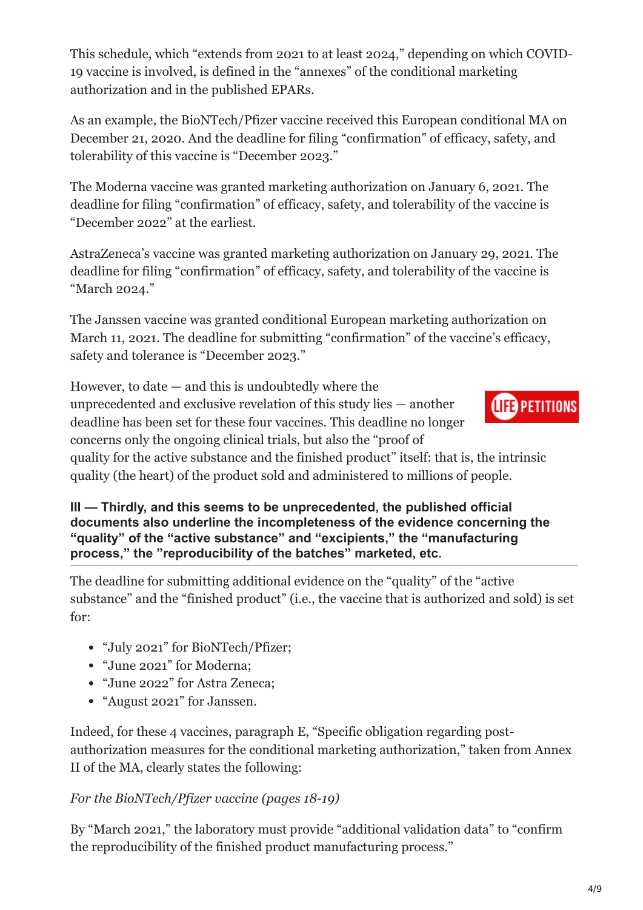This schedule, which "extends from 2021 to at least 2024," depending on which COVID-19 vaccine is involved, is defined in the "annexes" of the conditional marketing authorization and in the published EPARs.

As an example, the BioNTech/Pfizer vaccine received this European conditional MA on December 21, 2020. And the deadline for filing "confirmation" of efficacy, safety, and tolerability of this vaccine is "December 2023."

The Moderna vaccine was granted marketing authorization on January 6, 2021. The deadline for filing "confirmation" of efficacy, safety, and tolerability of the vaccine is "December 2022" at the earliest.

AstraZeneca's vaccine was granted marketing authorization on January 29, 2021. The deadline for filing "confirmation" of efficacy, safety, and tolerability of the vaccine is "March 2024."

The Janssen vaccine was granted conditional European marketing authorization on March 11, 2021. The deadline for submitting "confirmation" of the vaccine's efficacy, safety and tolerance is "December 2023."

However, to date — and this is undoubtedly where the unprecedented and exclusive revelation of this study lies — another deadline has been set for these four vaccines. This deadline no longer concerns only the ongoing clinical trials, but also the "proof of quality for the active substance and the finished product" itself: that is, the intrinsic quality (the heart) of the product sold and administered to millions of people.

**III — Thirdly, and this seems to be unprecedented, the published official documents also underline the incompleteness of the evidence concerning the "quality" of the "active substance" and "excipients," the "manufacturing process," the "reproducibility of the batches" marketed, etc.**

The deadline for submitting additional evidence on the "quality" of the "active substance" and the "finished product" (i.e., the vaccine that is authorized and sold) is set for:

- "July 2021" for BioNTech/Pfizer;
- "June 2021" for Moderna;
- "June 2022" for Astra Zeneca;
- "August 2021" for Janssen.

Indeed, for these 4 vaccines, paragraph E, "Specific obligation regarding post-authorization measures for the conditional marketing authorization," taken from Annex II of the MA, clearly states the following:

*For the BioNTech/Pfizer vaccine (pages 18-19)*

By "March 2021," the laboratory must provide "additional validation data" to "confirm the reproducibility of the finished product manufacturing process."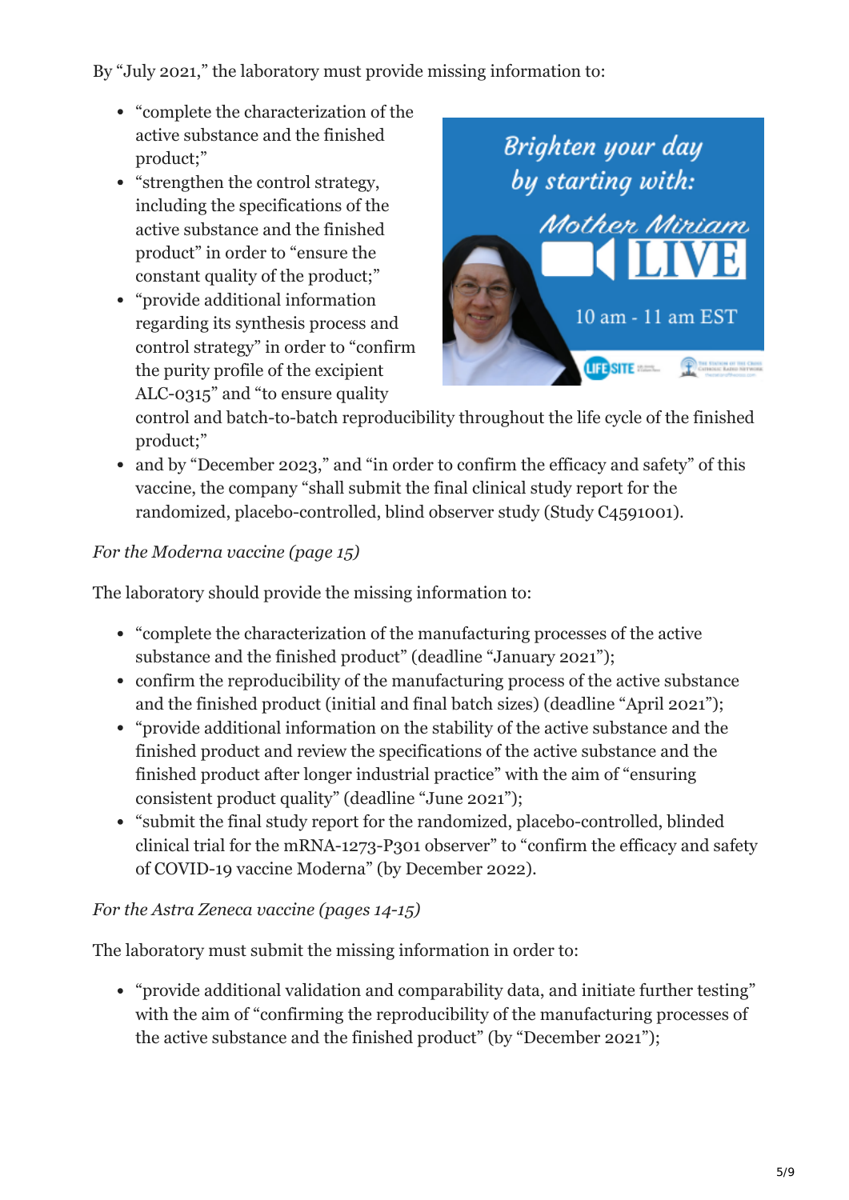By "July 2021," the laboratory must provide missing information to:

- "complete the characterization of the active substance and the finished product;"
- "strengthen the control strategy, including the specifications of the active substance and the finished product" in order to "ensure the constant quality of the product;"
- "provide additional information regarding its synthesis process and control strategy" in order to "confirm the purity profile of the excipient ALC-0315" and "to ensure quality control and batch-to-batch reproducibility throughout the life cycle of the finished product;"
- and by "December 2023," and "in order to confirm the efficacy and safety" of this vaccine, the company "shall submit the final clinical study report for the randomized, placebo-controlled, blind observer study (Study C4591001).

*For the Moderna vaccine (page 15)*

The laboratory should provide the missing information to:

- "complete the characterization of the manufacturing processes of the active substance and the finished product" (deadline "January 2021");
- confirm the reproducibility of the manufacturing process of the active substance and the finished product (initial and final batch sizes) (deadline "April 2021");
- "provide additional information on the stability of the active substance and the finished product and review the specifications of the active substance and the finished product after longer industrial practice" with the aim of "ensuring consistent product quality" (deadline "June 2021");
- "submit the final study report for the randomized, placebo-controlled, blinded clinical trial for the mRNA-1273-P301 observer" to "confirm the efficacy and safety of COVID-19 vaccine Moderna" (by December 2022).

*For the Astra Zeneca vaccine (pages 14-15)*

The laboratory must submit the missing information in order to:

- "provide additional validation and comparability data, and initiate further testing" with the aim of "confirming the reproducibility of the manufacturing processes of the active substance and the finished product" (by "December 2021");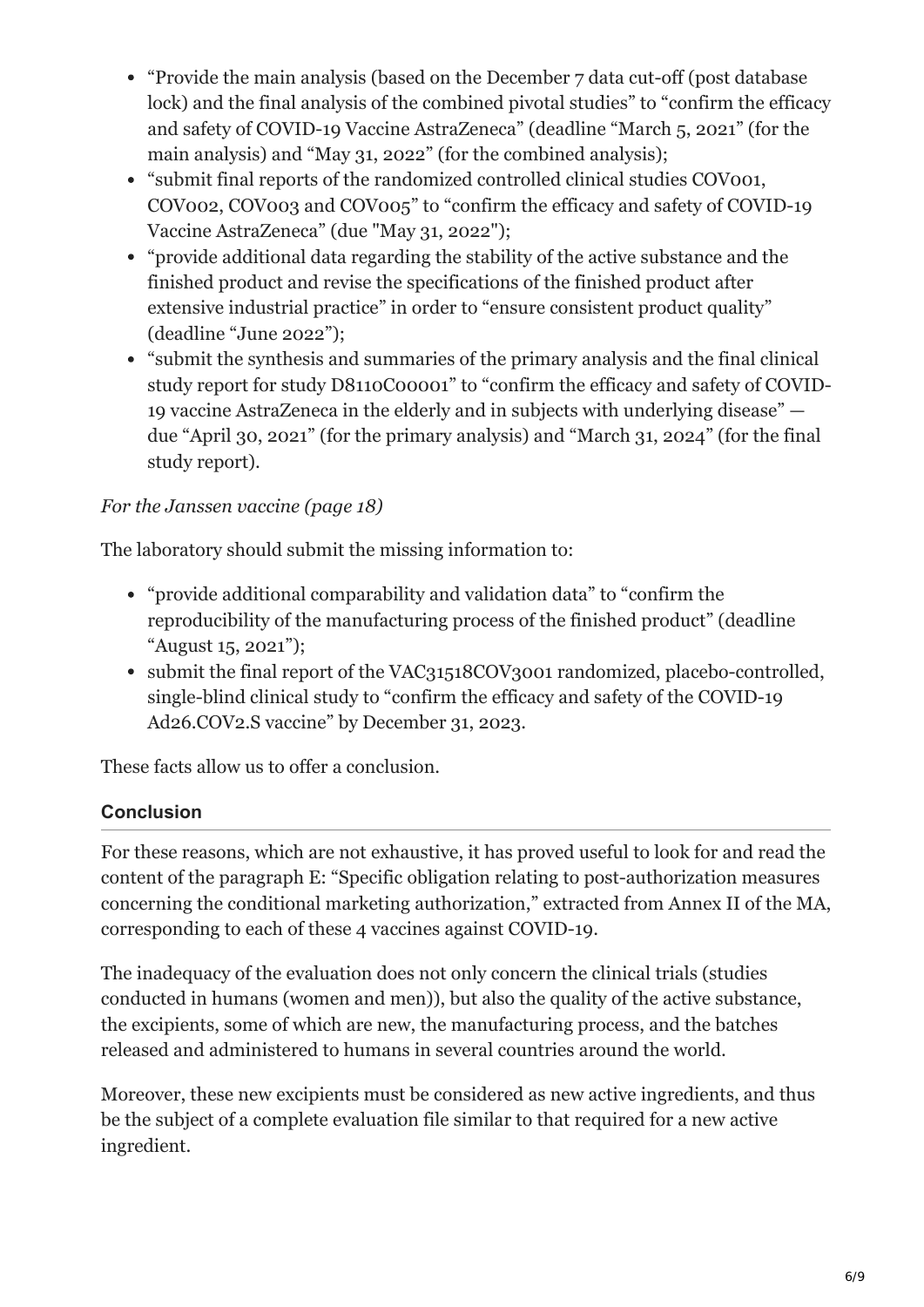- "Provide the main analysis (based on the December 7 data cut-off (post database lock) and the final analysis of the combined pivotal studies" to "confirm the efficacy and safety of COVID-19 Vaccine AstraZeneca" (deadline "March 5, 2021" (for the main analysis) and "May 31, 2022" (for the combined analysis);
- "submit final reports of the randomized controlled clinical studies COV001, COV002, COV003 and COV005" to "confirm the efficacy and safety of COVID-19 Vaccine AstraZeneca" (due "May 31, 2022");
- "provide additional data regarding the stability of the active substance and the finished product and revise the specifications of the finished product after extensive industrial practice" in order to "ensure consistent product quality" (deadline "June 2022");
- "submit the synthesis and summaries of the primary analysis and the final clinical study report for study D8110C00001" to "confirm the efficacy and safety of COVID-19 vaccine AstraZeneca in the elderly and in subjects with underlying disease" — due "April 30, 2021" (for the primary analysis) and "March 31, 2024" (for the final study report).

*For the Janssen vaccine (page 18)*

The laboratory should submit the missing information to:

- "provide additional comparability and validation data" to "confirm the reproducibility of the manufacturing process of the finished product" (deadline "August 15, 2021");
- submit the final report of the VAC31518COV3001 randomized, placebo-controlled, single-blind clinical study to "confirm the efficacy and safety of the COVID-19 Ad26.COV2.S vaccine" by December 31, 2023.

These facts allow us to offer a conclusion.

### Conclusion

For these reasons, which are not exhaustive, it has proved useful to look for and read the content of the paragraph E: "Specific obligation relating to post-authorization measures concerning the conditional marketing authorization," extracted from Annex II of the MA, corresponding to each of these 4 vaccines against COVID-19.

The inadequacy of the evaluation does not only concern the clinical trials (studies conducted in humans (women and men)), but also the quality of the active substance, the excipients, some of which are new, the manufacturing process, and the batches released and administered to humans in several countries around the world.

Moreover, these new excipients must be considered as new active ingredients, and thus be the subject of a complete evaluation file similar to that required for a new active ingredient.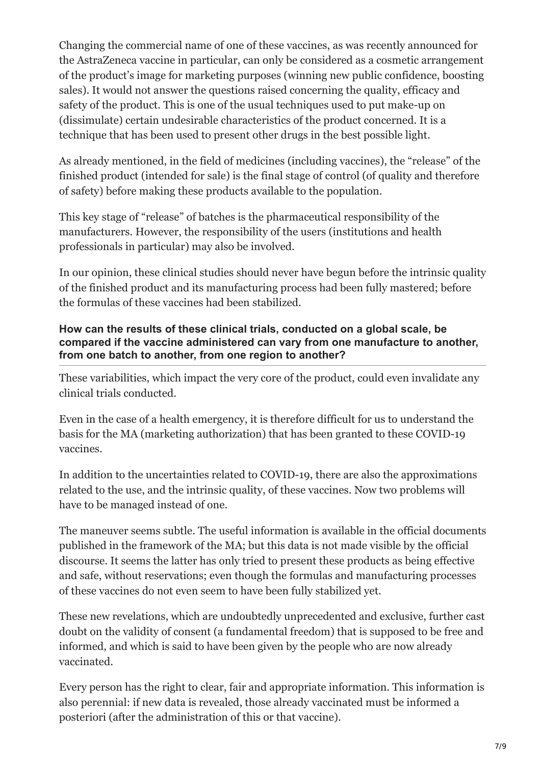Changing the commercial name of one of these vaccines, as was recently announced for the AstraZeneca vaccine in particular, can only be considered as a cosmetic arrangement of the product's image for marketing purposes (winning new public confidence, boosting sales). It would not answer the questions raised concerning the quality, efficacy and safety of the product. This is one of the usual techniques used to put make-up on (dissimulate) certain undesirable characteristics of the product concerned. It is a technique that has been used to present other drugs in the best possible light.

As already mentioned, in the field of medicines (including vaccines), the "release" of the finished product (intended for sale) is the final stage of control (of quality and therefore of safety) before making these products available to the population.

This key stage of "release" of batches is the pharmaceutical responsibility of the manufacturers. However, the responsibility of the users (institutions and health professionals in particular) may also be involved.

In our opinion, these clinical studies should never have begun before the intrinsic quality of the finished product and its manufacturing process had been fully mastered; before the formulas of these vaccines had been stabilized.

#### How can the results of these clinical trials, conducted on a global scale, be compared if the vaccine administered can vary from one manufacture to another, from one batch to another, from one region to another?

These variabilities, which impact the very core of the product, could even invalidate any clinical trials conducted.

Even in the case of a health emergency, it is therefore difficult for us to understand the basis for the MA (marketing authorization) that has been granted to these COVID-19 vaccines.

In addition to the uncertainties related to COVID-19, there are also the approximations related to the use, and the intrinsic quality, of these vaccines. Now two problems will have to be managed instead of one.

The maneuver seems subtle. The useful information is available in the official documents published in the framework of the MA; but this data is not made visible by the official discourse. It seems the latter has only tried to present these products as being effective and safe, without reservations; even though the formulas and manufacturing processes of these vaccines do not even seem to have been fully stabilized yet.

These new revelations, which are undoubtedly unprecedented and exclusive, further cast doubt on the validity of consent (a fundamental freedom) that is supposed to be free and informed, and which is said to have been given by the people who are now already vaccinated.

Every person has the right to clear, fair and appropriate information. This information is also perennial: if new data is revealed, those already vaccinated must be informed a posteriori (after the administration of this or that vaccine).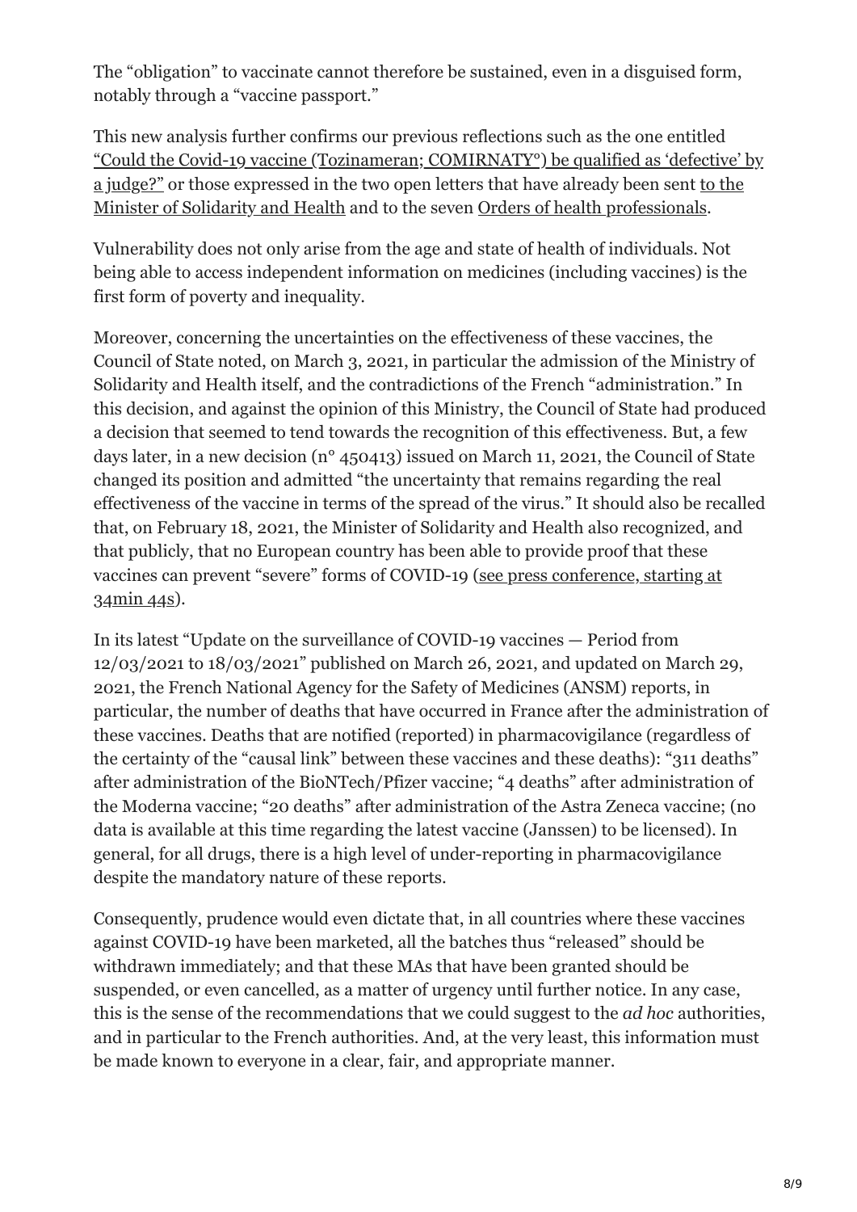The "obligation" to vaccinate cannot therefore be sustained, even in a disguised form, notably through a "vaccine passport."

This new analysis further confirms our previous reflections such as the one entitled "Could the Covid-19 vaccine (Tozinameran; COMIRNATY°) be qualified as 'defective' by a judge?" or those expressed in the two open letters that have already been sent to the Minister of Solidarity and Health and to the seven Orders of health professionals.

Vulnerability does not only arise from the age and state of health of individuals. Not being able to access independent information on medicines (including vaccines) is the first form of poverty and inequality.

Moreover, concerning the uncertainties on the effectiveness of these vaccines, the Council of State noted, on March 3, 2021, in particular the admission of the Ministry of Solidarity and Health itself, and the contradictions of the French "administration." In this decision, and against the opinion of this Ministry, the Council of State had produced a decision that seemed to tend towards the recognition of this effectiveness. But, a few days later, in a new decision (n° 450413) issued on March 11, 2021, the Council of State changed its position and admitted "the uncertainty that remains regarding the real effectiveness of the vaccine in terms of the spread of the virus." It should also be recalled that, on February 18, 2021, the Minister of Solidarity and Health also recognized, and that publicly, that no European country has been able to provide proof that these vaccines can prevent "severe" forms of COVID-19 (see press conference, starting at 34min 44s).

In its latest "Update on the surveillance of COVID-19 vaccines — Period from 12/03/2021 to 18/03/2021" published on March 26, 2021, and updated on March 29, 2021, the French National Agency for the Safety of Medicines (ANSM) reports, in particular, the number of deaths that have occurred in France after the administration of these vaccines. Deaths that are notified (reported) in pharmacovigilance (regardless of the certainty of the "causal link" between these vaccines and these deaths): "311 deaths" after administration of the BioNTech/Pfizer vaccine; "4 deaths" after administration of the Moderna vaccine; "20 deaths" after administration of the Astra Zeneca vaccine; (no data is available at this time regarding the latest vaccine (Janssen) to be licensed). In general, for all drugs, there is a high level of under-reporting in pharmacovigilance despite the mandatory nature of these reports.

Consequently, prudence would even dictate that, in all countries where these vaccines against COVID-19 have been marketed, all the batches thus "released" should be withdrawn immediately; and that these MAs that have been granted should be suspended, or even cancelled, as a matter of urgency until further notice. In any case, this is the sense of the recommendations that we could suggest to the *ad hoc* authorities, and in particular to the French authorities. And, at the very least, this information must be made known to everyone in a clear, fair, and appropriate manner.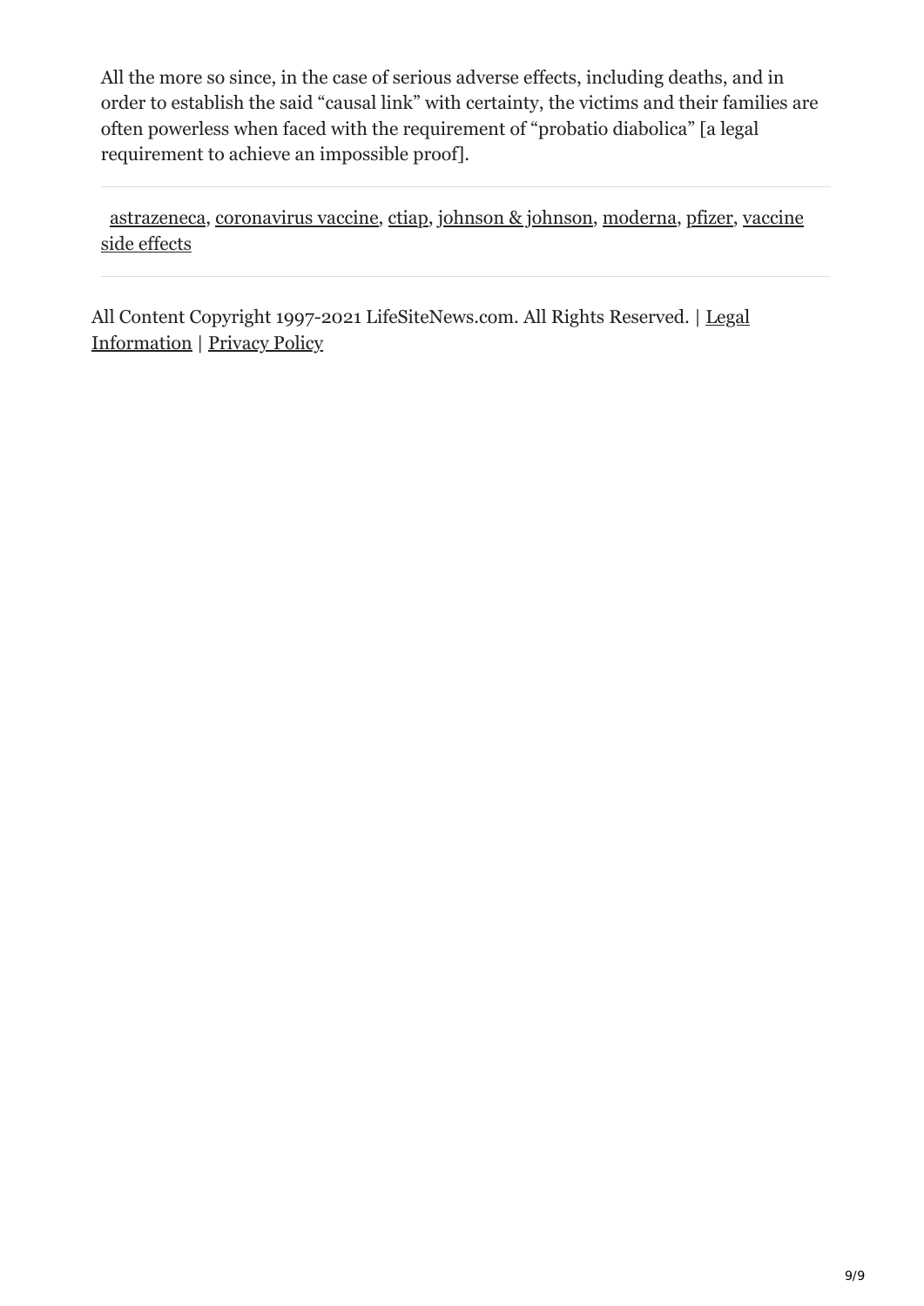All the more so since, in the case of serious adverse effects, including deaths, and in order to establish the said “causal link” with certainty, the victims and their families are often powerless when faced with the requirement of “probatio diabolica” [a legal requirement to achieve an impossible proof].

astrazeneca, coronavirus vaccine, ctiap, johnson & johnson, moderna, pfizer, vaccine side effects

All Content Copyright 1997-2021 LifeSiteNews.com. All Rights Reserved. | Legal Information | Privacy Policy